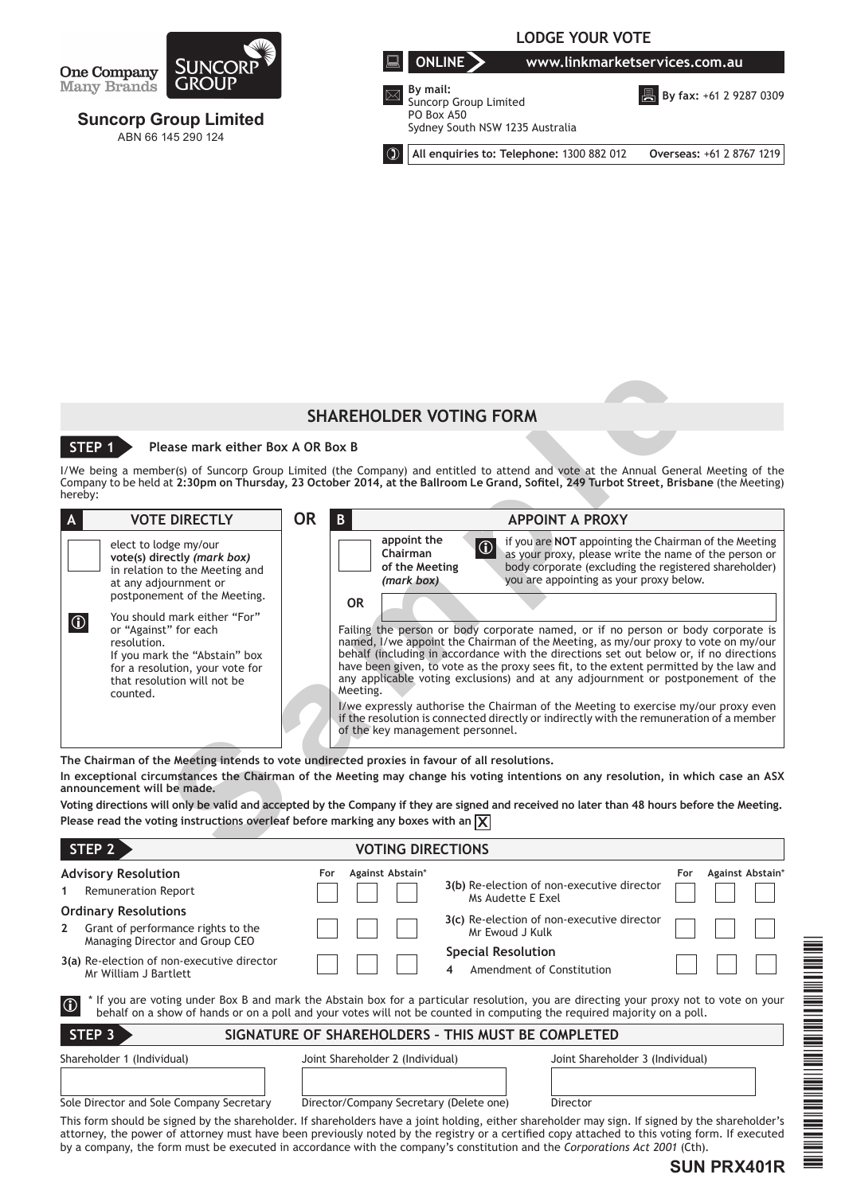One Company Many Brands

SUNCORP GROUP

**Suncorp Group Limited**
ABN 66 145 290 124

## LODGE YOUR VOTE

**ONLINE** www.linkmarketservices.com.au

**By mail:**
Suncorp Group Limited
PO Box A50
Sydney South NSW 1235 Australia

**By fax:** +61 2 9287 0309

**All enquiries to: Telephone:** 1300 882 012 **Overseas:** +61 2 8767 1219

# SHAREHOLDER VOTING FORM

## STEP 1 Please mark either Box A OR Box B

I/We being a member(s) of Suncorp Group Limited (the Company) and entitled to attend and vote at the Annual General Meeting of the Company to be held at **2:30pm on Thursday, 23 October 2014, at the Ballroom Le Grand, Sofitel, 249 Turbot Street, Brisbane** (the Meeting) hereby:

### A VOTE DIRECTLY

☐ elect to lodge my/our **vote(s) directly** ***(mark box)*** in relation to the Meeting and at any adjournment or postponement of the Meeting.

You should mark either "For" or "Against" for each resolution.
If you mark the "Abstain" box for a resolution, your vote for that resolution will not be counted.

**OR**

### B APPOINT A PROXY

☐ **appoint the Chairman of the Meeting** ***(mark box)***

if you are **NOT** appointing the Chairman of the Meeting as your proxy, please write the name of the person or body corporate (excluding the registered shareholder) you are appointing as your proxy below.

**OR** ______________________________

Failing the person or body corporate named, or if no person or body corporate is named, I/we appoint the Chairman of the Meeting, as my/our proxy to vote on my/our behalf (including in accordance with the directions set out below or, if no directions have been given, to vote as the proxy sees fit, to the extent permitted by the law and any applicable voting exclusions) and at any adjournment or postponement of the Meeting.

I/we expressly authorise the Chairman of the Meeting to exercise my/our proxy even if the resolution is connected directly or indirectly with the remuneration of a member of the key management personnel.

**The Chairman of the Meeting intends to vote undirected proxies in favour of all resolutions.**

**In exceptional circumstances the Chairman of the Meeting may change his voting intentions on any resolution, in which case an ASX announcement will be made.**

**Voting directions will only be valid and accepted by the Company if they are signed and received no later than 48 hours before the Meeting.**

**Please read the voting instructions overleaf before marking any boxes with an** ☒

## STEP 2 VOTING DIRECTIONS

| Resolution | For | Against | Abstain* |
|---|---|---|---|
| **Advisory Resolution** | | | |
| 1 Remuneration Report | ☐ | ☐ | ☐ |
| **Ordinary Resolutions** | | | |
| 2 Grant of performance rights to the Managing Director and Group CEO | ☐ | ☐ | ☐ |
| 3(a) Re-election of non-executive director Mr William J Bartlett | ☐ | ☐ | ☐ |
| 3(b) Re-election of non-executive director Ms Audette E Exel | ☐ | ☐ | ☐ |
| 3(c) Re-election of non-executive director Mr Ewoud J Kulk | ☐ | ☐ | ☐ |
| **Special Resolution** | | | |
| 4 Amendment of Constitution | ☐ | ☐ | ☐ |

\* If you are voting under Box B and mark the Abstain box for a particular resolution, you are directing your proxy not to vote on your behalf on a show of hands or on a poll and your votes will not be counted in computing the required majority on a poll.

## STEP 3 SIGNATURE OF SHAREHOLDERS – THIS MUST BE COMPLETED

| Shareholder 1 (Individual) | Joint Shareholder 2 (Individual) | Joint Shareholder 3 (Individual) |
|---|---|---|
| | | |
| Sole Director and Sole Company Secretary | Director/Company Secretary (Delete one) | Director |

This form should be signed by the shareholder. If shareholders have a joint holding, either shareholder may sign. If signed by the shareholder's attorney, the power of attorney must have been previously noted by the registry or a certified copy attached to this voting form. If executed by a company, the form must be executed in accordance with the company's constitution and the *Corporations Act 2001* (Cth).

**SUN PRX401R**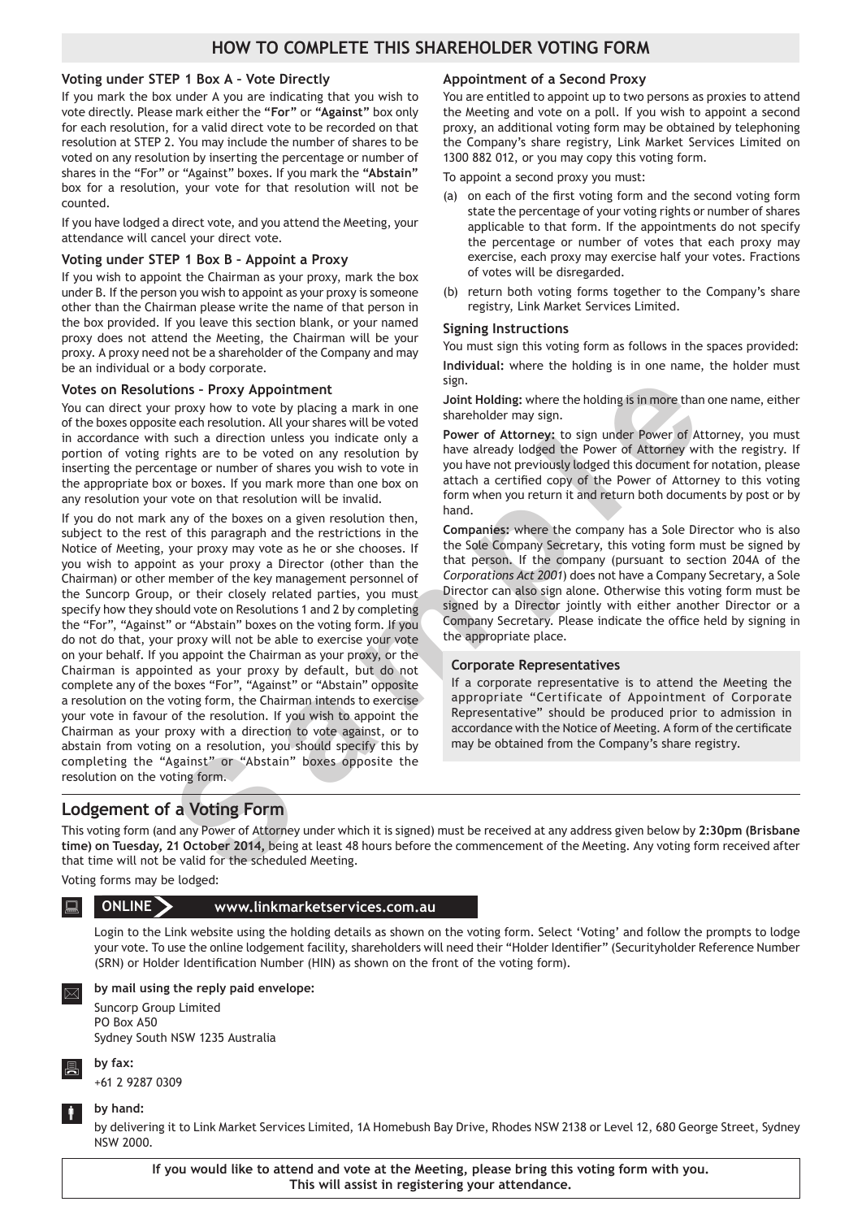# HOW TO COMPLETE THIS SHAREHOLDER VOTING FORM

### Voting under STEP 1 Box A – Vote Directly

If you mark the box under A you are indicating that you wish to vote directly. Please mark either the **"For"** or **"Against"** box only for each resolution, for a valid direct vote to be recorded on that resolution at STEP 2. You may include the number of shares to be voted on any resolution by inserting the percentage or number of shares in the "For" or "Against" boxes. If you mark the **"Abstain"** box for a resolution, your vote for that resolution will not be counted.

If you have lodged a direct vote, and you attend the Meeting, your attendance will cancel your direct vote.

### Voting under STEP 1 Box B – Appoint a Proxy

If you wish to appoint the Chairman as your proxy, mark the box under B. If the person you wish to appoint as your proxy is someone other than the Chairman please write the name of that person in the box provided. If you leave this section blank, or your named proxy does not attend the Meeting, the Chairman will be your proxy. A proxy need not be a shareholder of the Company and may be an individual or a body corporate.

### Votes on Resolutions – Proxy Appointment

You can direct your proxy how to vote by placing a mark in one of the boxes opposite each resolution. All your shares will be voted in accordance with such a direction unless you indicate only a portion of voting rights are to be voted on any resolution by inserting the percentage or number of shares you wish to vote in the appropriate box or boxes. If you mark more than one box on any resolution your vote on that resolution will be invalid.

If you do not mark any of the boxes on a given resolution then, subject to the rest of this paragraph and the restrictions in the Notice of Meeting, your proxy may vote as he or she chooses. If you wish to appoint as your proxy a Director (other than the Chairman) or other member of the key management personnel of the Suncorp Group, or their closely related parties, you must specify how they should vote on Resolutions 1 and 2 by completing the "For", "Against" or "Abstain" boxes on the voting form. If you do not do that, your proxy will not be able to exercise your vote on your behalf. If you appoint the Chairman as your proxy, or the Chairman is appointed as your proxy by default, but do not complete any of the boxes "For", "Against" or "Abstain" opposite a resolution on the voting form, the Chairman intends to exercise your vote in favour of the resolution. If you wish to appoint the Chairman as your proxy with a direction to vote against, or to abstain from voting on a resolution, you should specify this by completing the "Against" or "Abstain" boxes opposite the resolution on the voting form.

### Appointment of a Second Proxy

You are entitled to appoint up to two persons as proxies to attend the Meeting and vote on a poll. If you wish to appoint a second proxy, an additional voting form may be obtained by telephoning the Company's share registry, Link Market Services Limited on 1300 882 012, or you may copy this voting form.

To appoint a second proxy you must:

(a) on each of the first voting form and the second voting form state the percentage of your voting rights or number of shares applicable to that form. If the appointments do not specify the percentage or number of votes that each proxy may exercise, each proxy may exercise half your votes. Fractions of votes will be disregarded.

(b) return both voting forms together to the Company's share registry, Link Market Services Limited.

### Signing Instructions

You must sign this voting form as follows in the spaces provided:

**Individual:** where the holding is in one name, the holder must sign.

**Joint Holding:** where the holding is in more than one name, either shareholder may sign.

**Power of Attorney:** to sign under Power of Attorney, you must have already lodged the Power of Attorney with the registry. If you have not previously lodged this document for notation, please attach a certified copy of the Power of Attorney to this voting form when you return it and return both documents by post or by hand.

**Companies:** where the company has a Sole Director who is also the Sole Company Secretary, this voting form must be signed by that person. If the company (pursuant to section 204A of the *Corporations Act 2001*) does not have a Company Secretary, a Sole Director can also sign alone. Otherwise this voting form must be signed by a Director jointly with either another Director or a Company Secretary. Please indicate the office held by signing in the appropriate place.

### Corporate Representatives

If a corporate representative is to attend the Meeting the appropriate "Certificate of Appointment of Corporate Representative" should be produced prior to admission in accordance with the Notice of Meeting. A form of the certificate may be obtained from the Company's share registry.

## Lodgement of a Voting Form

This voting form (and any Power of Attorney under which it is signed) must be received at any address given below by **2:30pm (Brisbane time) on Tuesday, 21 October 2014,** being at least 48 hours before the commencement of the Meeting. Any voting form received after that time will not be valid for the scheduled Meeting.

Voting forms may be lodged:

**ONLINE** **www.linkmarketservices.com.au**

Login to the Link website using the holding details as shown on the voting form. Select 'Voting' and follow the prompts to lodge your vote. To use the online lodgement facility, shareholders will need their "Holder Identifier" (Securityholder Reference Number (SRN) or Holder Identification Number (HIN) as shown on the front of the voting form).

**by mail using the reply paid envelope:**

Suncorp Group Limited
PO Box A50
Sydney South NSW 1235 Australia

**by fax:**

+61 2 9287 0309

**by hand:**

by delivering it to Link Market Services Limited, 1A Homebush Bay Drive, Rhodes NSW 2138 or Level 12, 680 George Street, Sydney NSW 2000.

**If you would like to attend and vote at the Meeting, please bring this voting form with you. This will assist in registering your attendance.**